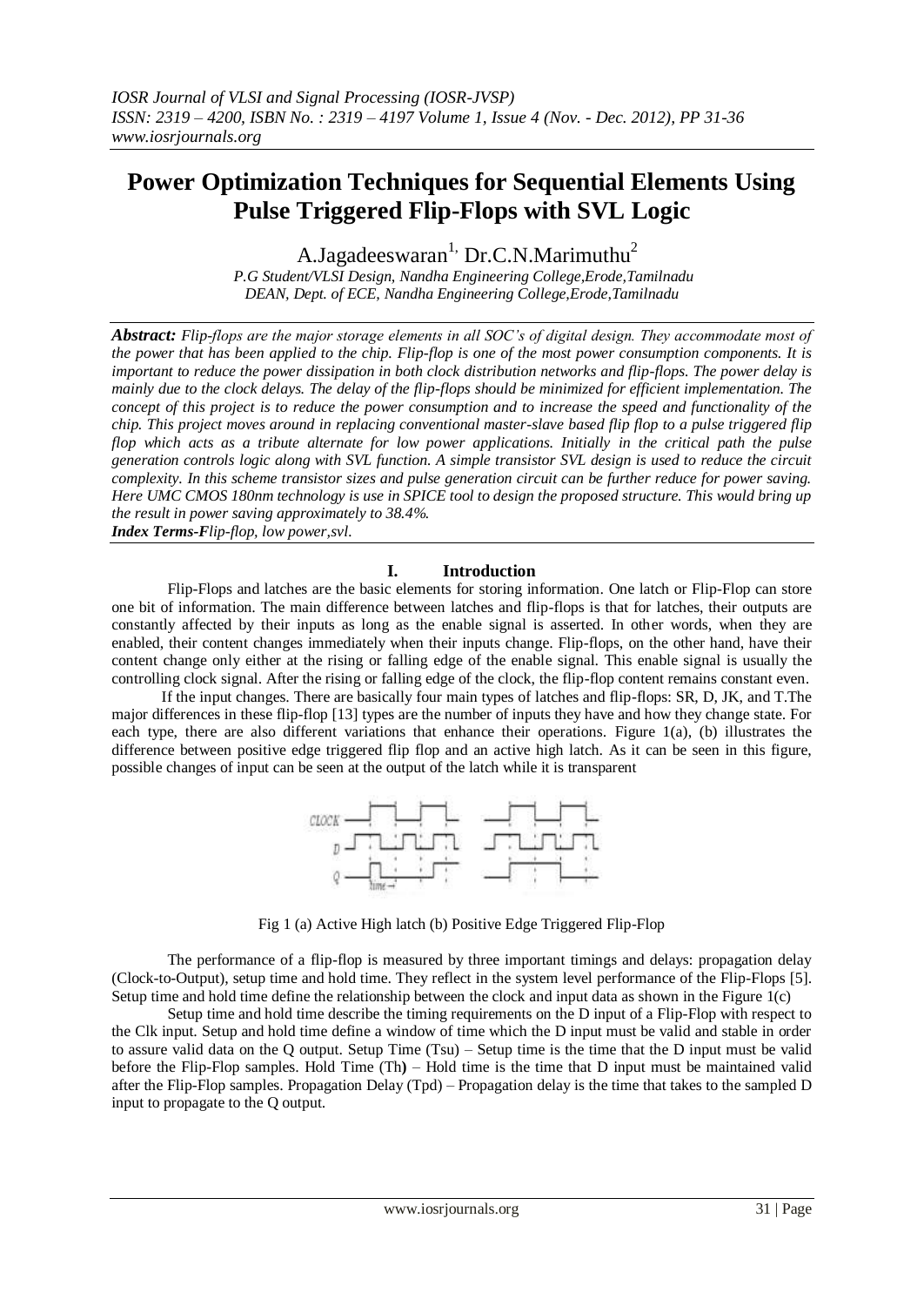# Power Optimization Techniques for Sequential Elements Using Pulse Triggered Flip-Flops with SVL Logic

A.Jagadeeswaran[1], Dr.C.N.Marimuthu[2]

*P.G Student/VLSI Design, Nandha Engineering College,Erode,Tamilnadu*
*DEAN, Dept. of ECE, Nandha Engineering College,Erode,Tamilnadu*

***Abstract:*** *Flip-flops are the major storage elements in all SOC's of digital design. They accommodate most of the power that has been applied to the chip. Flip-flop is one of the most power consumption components. It is important to reduce the power dissipation in both clock distribution networks and flip-flops. The power delay is mainly due to the clock delays. The delay of the flip-flops should be minimized for efficient implementation. The concept of this project is to reduce the power consumption and to increase the speed and functionality of the chip. This project moves around in replacing conventional master-slave based flip flop to a pulse triggered flip flop which acts as a tribute alternate for low power applications. Initially in the critical path the pulse generation controls logic along with SVL function. A simple transistor SVL design is used to reduce the circuit complexity. In this scheme transistor sizes and pulse generation circuit can be further reduce for power saving. Here UMC CMOS 180nm technology is use in SPICE tool to design the proposed structure. This would bring up the result in power saving approximately to 38.4%.*

***Index Terms-F****lip-flop, low power,svl.*

## I. Introduction

Flip-Flops and latches are the basic elements for storing information. One latch or Flip-Flop can store one bit of information. The main difference between latches and flip-flops is that for latches, their outputs are constantly affected by their inputs as long as the enable signal is asserted. In other words, when they are enabled, their content changes immediately when their inputs change. Flip-flops, on the other hand, have their content change only either at the rising or falling edge of the enable signal. This enable signal is usually the controlling clock signal. After the rising or falling edge of the clock, the flip-flop content remains constant even.

If the input changes. There are basically four main types of latches and flip-flops: SR, D, JK, and T.The major differences in these flip-flop [13] types are the number of inputs they have and how they change state. For each type, there are also different variations that enhance their operations. Figure 1(a), (b) illustrates the difference between positive edge triggered flip flop and an active high latch. As it can be seen in this figure, possible changes of input can be seen at the output of the latch while it is transparent

Fig 1 (a) Active High latch (b) Positive Edge Triggered Flip-Flop

The performance of a flip-flop is measured by three important timings and delays: propagation delay (Clock-to-Output), setup time and hold time. They reflect in the system level performance of the Flip-Flops [5]. Setup time and hold time define the relationship between the clock and input data as shown in the Figure 1(c)

Setup time and hold time describe the timing requirements on the D input of a Flip-Flop with respect to the Clk input. Setup and hold time define a window of time which the D input must be valid and stable in order to assure valid data on the Q output. Setup Time (Tsu) – Setup time is the time that the D input must be valid before the Flip-Flop samples. Hold Time (Th**)** – Hold time is the time that D input must be maintained valid after the Flip-Flop samples. Propagation Delay (Tpd) – Propagation delay is the time that takes to the sampled D input to propagate to the Q output.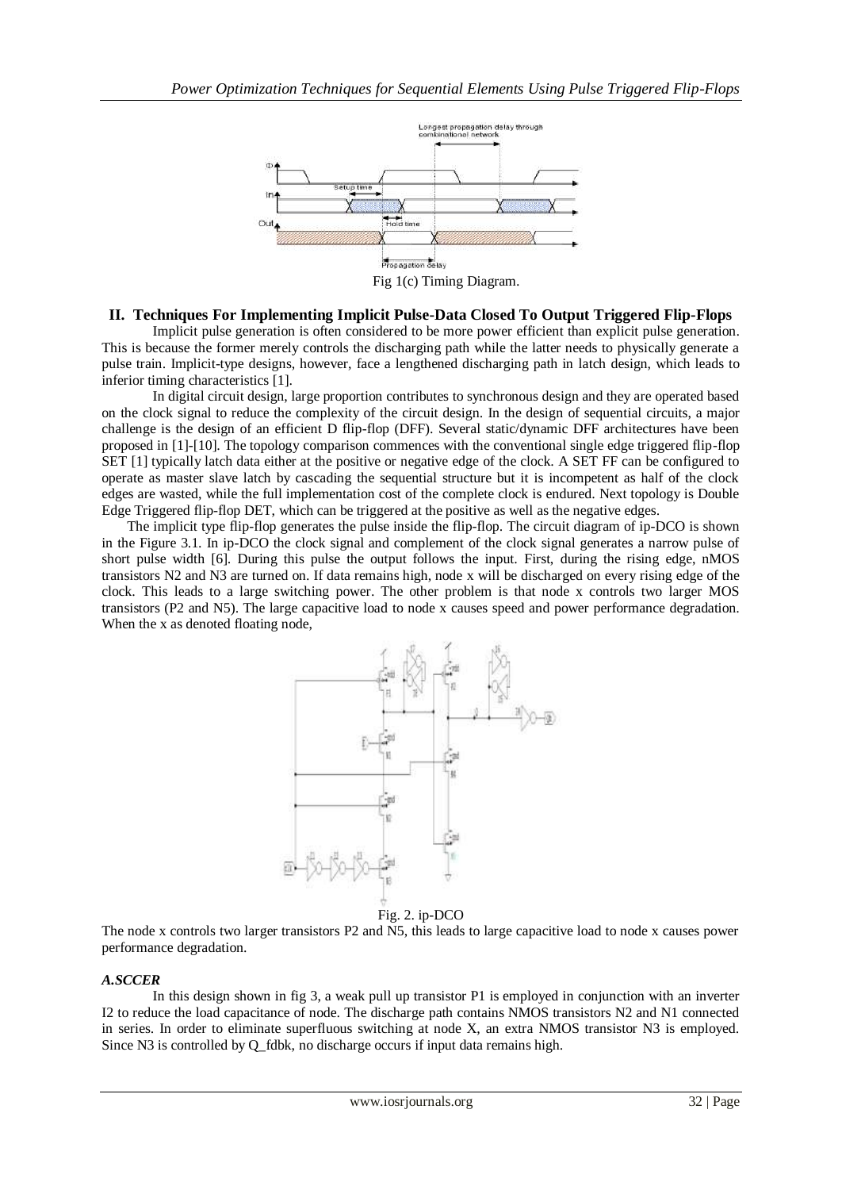Fig 1(c) Timing Diagram.

## II. Techniques For Implementing Implicit Pulse-Data Closed To Output Triggered Flip-Flops

Implicit pulse generation is often considered to be more power efficient than explicit pulse generation. This is because the former merely controls the discharging path while the latter needs to physically generate a pulse train. Implicit-type designs, however, face a lengthened discharging path in latch design, which leads to inferior timing characteristics [1].

In digital circuit design, large proportion contributes to synchronous design and they are operated based on the clock signal to reduce the complexity of the circuit design. In the design of sequential circuits, a major challenge is the design of an efficient D flip-flop (DFF). Several static/dynamic DFF architectures have been proposed in [1]-[10]. The topology comparison commences with the conventional single edge triggered flip-flop SET [1] typically latch data either at the positive or negative edge of the clock. A SET FF can be configured to operate as master slave latch by cascading the sequential structure but it is incompetent as half of the clock edges are wasted, while the full implementation cost of the complete clock is endured. Next topology is Double Edge Triggered flip-flop DET, which can be triggered at the positive as well as the negative edges.

The implicit type flip-flop generates the pulse inside the flip-flop. The circuit diagram of ip-DCO is shown in the Figure 3.1. In ip-DCO the clock signal and complement of the clock signal generates a narrow pulse of short pulse width [6]. During this pulse the output follows the input. First, during the rising edge, nMOS transistors N2 and N3 are turned on. If data remains high, node x will be discharged on every rising edge of the clock. This leads to a large switching power. The other problem is that node x controls two larger MOS transistors (P2 and N5). The large capacitive load to node x causes speed and power performance degradation. When the x as denoted floating node,

Fig. 2. ip-DCO

The node x controls two larger transistors P2 and N5, this leads to large capacitive load to node x causes power performance degradation.

### *A.SCCER*

In this design shown in fig 3, a weak pull up transistor P1 is employed in conjunction with an inverter I2 to reduce the load capacitance of node. The discharge path contains NMOS transistors N2 and N1 connected in series. In order to eliminate superfluous switching at node X, an extra NMOS transistor N3 is employed. Since N3 is controlled by Q_fdbk, no discharge occurs if input data remains high.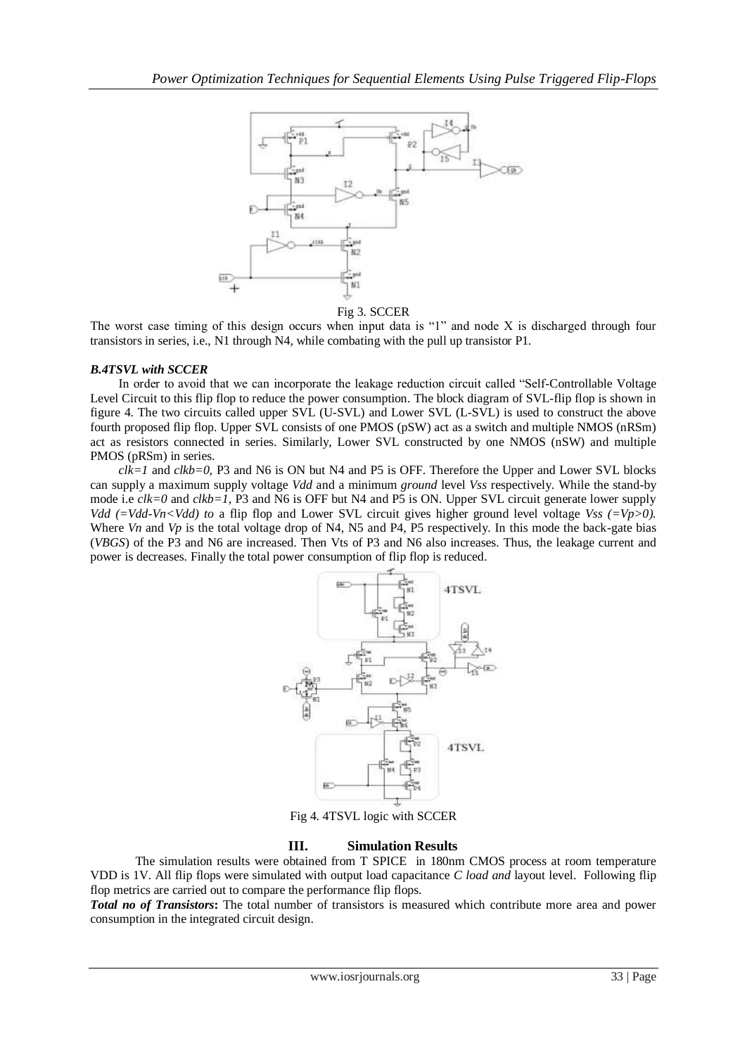Fig 3. SCCER

The worst case timing of this design occurs when input data is "1" and node X is discharged through four transistors in series, i.e., N1 through N4, while combating with the pull up transistor P1.

### *B.4TSVL with SCCER*

In order to avoid that we can incorporate the leakage reduction circuit called "Self-Controllable Voltage Level Circuit to this flip flop to reduce the power consumption. The block diagram of SVL-flip flop is shown in figure 4. The two circuits called upper SVL (U-SVL) and Lower SVL (L-SVL) is used to construct the above fourth proposed flip flop. Upper SVL consists of one PMOS (pSW) act as a switch and multiple NMOS (nRSm) act as resistors connected in series. Similarly, Lower SVL constructed by one NMOS (nSW) and multiple PMOS (pRSm) in series.

*clk=1* and *clkb=0*, P3 and N6 is ON but N4 and P5 is OFF. Therefore the Upper and Lower SVL blocks can supply a maximum supply voltage *Vdd* and a minimum *ground* level *Vss* respectively. While the stand-by mode i.e *clk=0* and *clkb=1*, P3 and N6 is OFF but N4 and P5 is ON. Upper SVL circuit generate lower supply *Vdd (=Vdd-Vn<Vdd) to* a flip flop and Lower SVL circuit gives higher ground level voltage *Vss (=Vp>0)*. Where *Vn* and *Vp* is the total voltage drop of N4, N5 and P4, P5 respectively. In this mode the back-gate bias (*VBGS*) of the P3 and N6 are increased. Then Vts of P3 and N6 also increases. Thus, the leakage current and power is decreases. Finally the total power consumption of flip flop is reduced.

Fig 4. 4TSVL logic with SCCER

## III. Simulation Results

The simulation results were obtained from T SPICE in 180nm CMOS process at room temperature VDD is 1V. All flip flops were simulated with output load capacitance *C load and* layout level. Following flip flop metrics are carried out to compare the performance flip flops.

***Total no of Transistors*:** The total number of transistors is measured which contribute more area and power consumption in the integrated circuit design.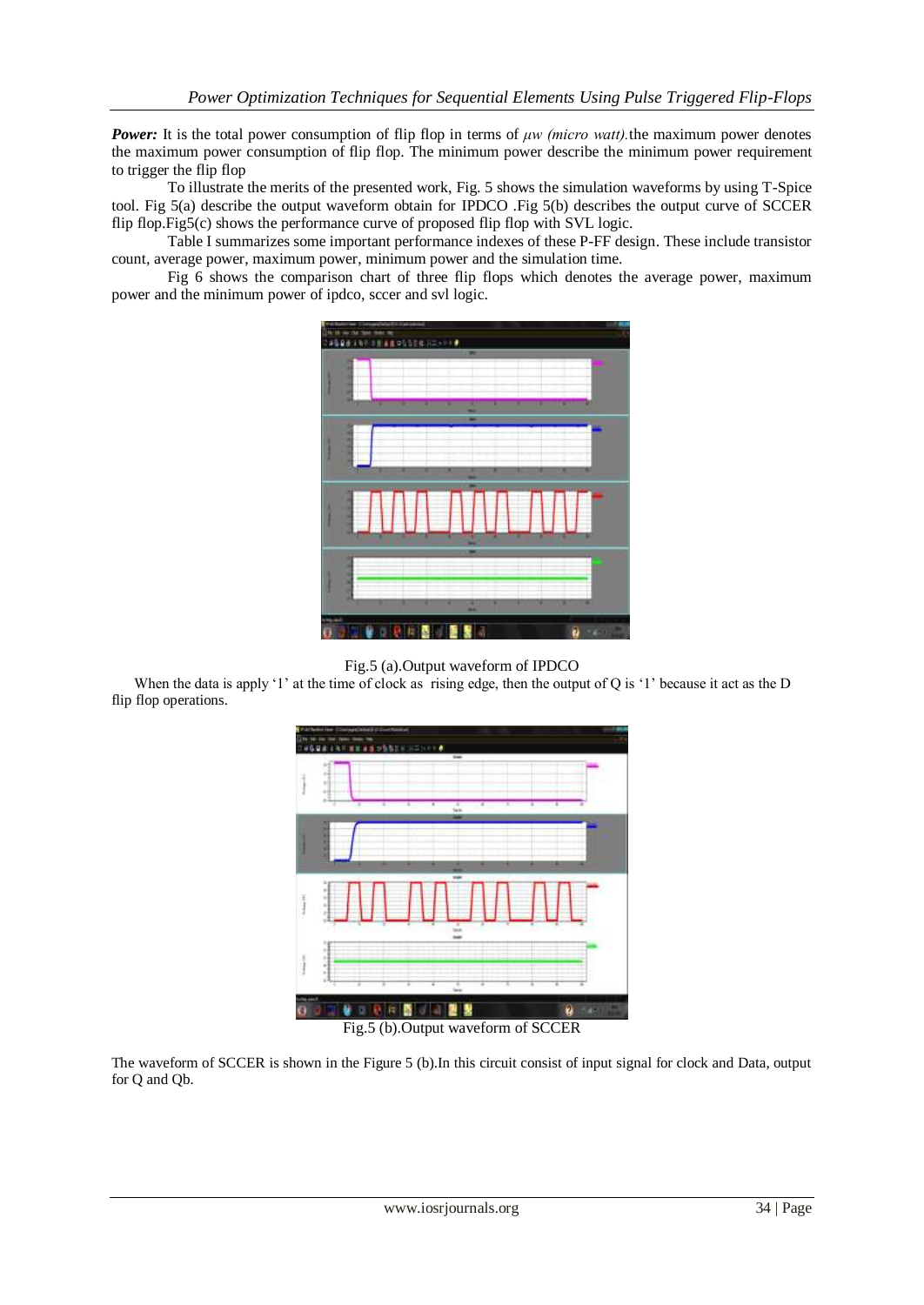**Power:** It is the total power consumption of flip flop in terms of *μw (micro watt).*the maximum power denotes the maximum power consumption of flip flop. The minimum power describe the minimum power requirement to trigger the flip flop

To illustrate the merits of the presented work, Fig. 5 shows the simulation waveforms by using T-Spice tool. Fig 5(a) describe the output waveform obtain for IPDCO .Fig 5(b) describes the output curve of SCCER flip flop.Fig5(c) shows the performance curve of proposed flip flop with SVL logic.

Table I summarizes some important performance indexes of these P-FF design. These include transistor count, average power, maximum power, minimum power and the simulation time.

Fig 6 shows the comparison chart of three flip flops which denotes the average power, maximum power and the minimum power of ipdco, sccer and svl logic.

Fig.5 (a).Output waveform of IPDCO

When the data is apply '1' at the time of clock as rising edge, then the output of Q is '1' because it act as the D flip flop operations.

Fig.5 (b).Output waveform of SCCER

The waveform of SCCER is shown in the Figure 5 (b).In this circuit consist of input signal for clock and Data, output for Q and Qb.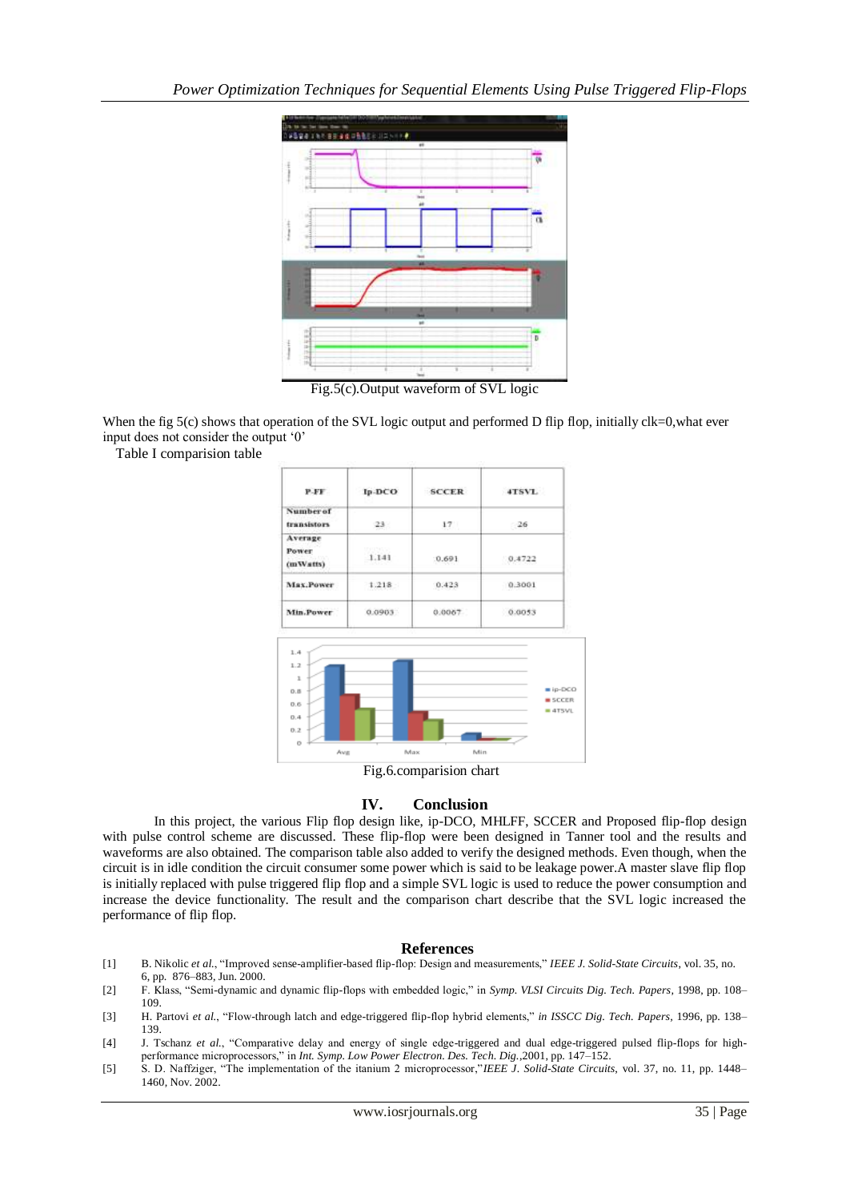Fig.5(c).Output waveform of SVL logic

When the fig 5(c) shows that operation of the SVL logic output and performed D flip flop, initially clk=0,what ever input does not consider the output '0'

Table I comparision table

| P-FF | Ip-DCO | SCCER | 4TSVL |
|---|---|---|---|
| Number of transistors | 23 | 17 | 26 |
| Average Power (mWatts) | 1.141 | 0.691 | 0.4722 |
| Max.Power | 1.218 | 0.423 | 0.3001 |
| Min.Power | 0.0903 | 0.0067 | 0.0053 |

Fig.6.comparision chart

## IV. Conclusion

In this project, the various Flip flop design like, ip-DCO, MHLFF, SCCER and Proposed flip-flop design with pulse control scheme are discussed. These flip-flop were been designed in Tanner tool and the results and waveforms are also obtained. The comparison table also added to verify the designed methods. Even though, when the circuit is in idle condition the circuit consumer some power which is said to be leakage power.A master slave flip flop is initially replaced with pulse triggered flip flop and a simple SVL logic is used to reduce the power consumption and increase the device functionality. The result and the comparison chart describe that the SVL logic increased the performance of flip flop.

## References

[1] B. Nikolic *et al.*, "Improved sense-amplifier-based flip-flop: Design and measurements," *IEEE J. Solid-State Circuits*, vol. 35, no. 6, pp. 876–883, Jun. 2000.

[2] F. Klass, "Semi-dynamic and dynamic flip-flops with embedded logic," in *Symp. VLSI Circuits Dig. Tech. Papers*, 1998, pp. 108–109.

[3] H. Partovi *et al.*, "Flow-through latch and edge-triggered flip-flop hybrid elements," *in ISSCC Dig. Tech. Papers*, 1996, pp. 138–139.

[4] J. Tschanz *et al.*, "Comparative delay and energy of single edge-triggered and dual edge-triggered pulsed flip-flops for high-performance microprocessors," in *Int. Symp. Low Power Electron. Des. Tech. Dig.*,2001, pp. 147–152.

[5] S. D. Naffziger, "The implementation of the itanium 2 microprocessor,"*IEEE J. Solid-State Circuits*, vol. 37, no. 11, pp. 1448–1460, Nov. 2002.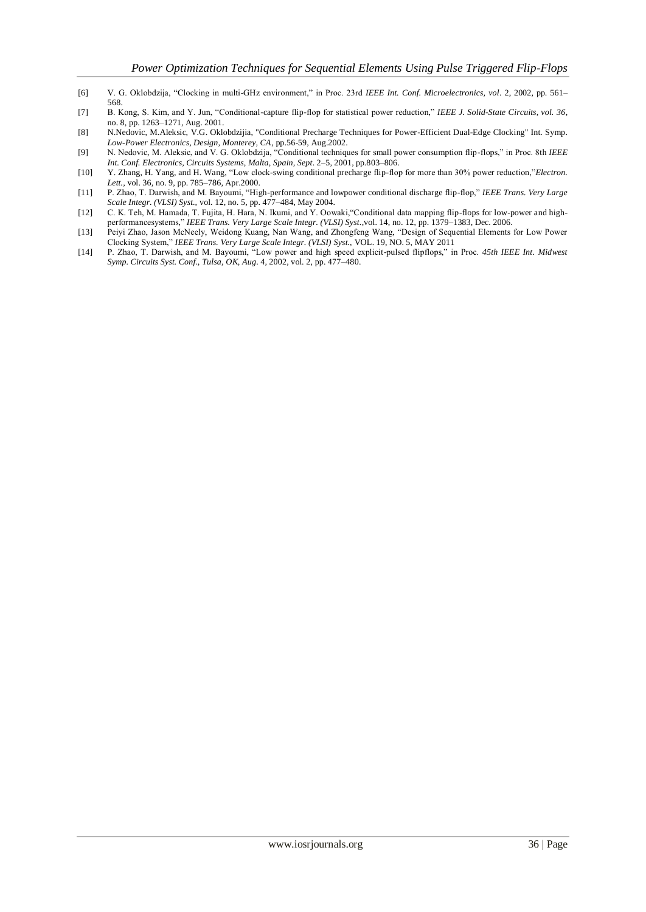[6] V. G. Oklobdzija, "Clocking in multi-GHz environment," in Proc. 23rd *IEEE Int. Conf. Microelectronics, vol*. 2, 2002, pp. 561–568.

[7] B. Kong, S. Kim, and Y. Jun, "Conditional-capture flip-flop for statistical power reduction," *IEEE J. Solid-State Circuits, vol. 36*, no. 8, pp. 1263–1271, Aug. 2001.

[8] N.Nedovic, M.Aleksic, V.G. Oklobdzijia, "Conditional Precharge Techniques for Power-Efficient Dual-Edge Clocking" Int. Symp. *Low-Power Electronics, Design, Monterey, CA*, pp.56-59, Aug.2002.

[9] N. Nedovic, M. Aleksic, and V. G. Oklobdzija, "Conditional techniques for small power consumption flip-flops," in Proc. 8th *IEEE Int. Conf. Electronics, Circuits Systems, Malta, Spain, Sept*. 2–5, 2001, pp.803–806.

[10] Y. Zhang, H. Yang, and H. Wang, "Low clock-swing conditional precharge flip-flop for more than 30% power reduction,"*Electron. Lett.*, vol. 36, no. 9, pp. 785–786, Apr.2000.

[11] P. Zhao, T. Darwish, and M. Bayoumi, "High-performance and lowpower conditional discharge flip-flop," *IEEE Trans. Very Large Scale Integr. (VLSI) Syst.*, vol. 12, no. 5, pp. 477–484, May 2004.

[12] C. K. Teh, M. Hamada, T. Fujita, H. Hara, N. Ikumi, and Y. Oowaki,"Conditional data mapping flip-flops for low-power and high-performancesystems," *IEEE Trans. Very Large Scale Integr. (VLSI) Syst.*,vol. 14, no. 12, pp. 1379–1383, Dec. 2006.

[13] Peiyi Zhao, Jason McNeely, Weidong Kuang, Nan Wang, and Zhongfeng Wang, "Design of Sequential Elements for Low Power Clocking System," *IEEE Trans. Very Large Scale Integr. (VLSI) Syst.*, VOL. 19, NO. 5, MAY 2011

[14] P. Zhao, T. Darwish, and M. Bayoumi, "Low power and high speed explicit-pulsed flipflops," in Proc. *45th IEEE Int. Midwest Symp. Circuits Syst. Conf., Tulsa, OK, Aug*. 4, 2002, vol. 2, pp. 477–480.